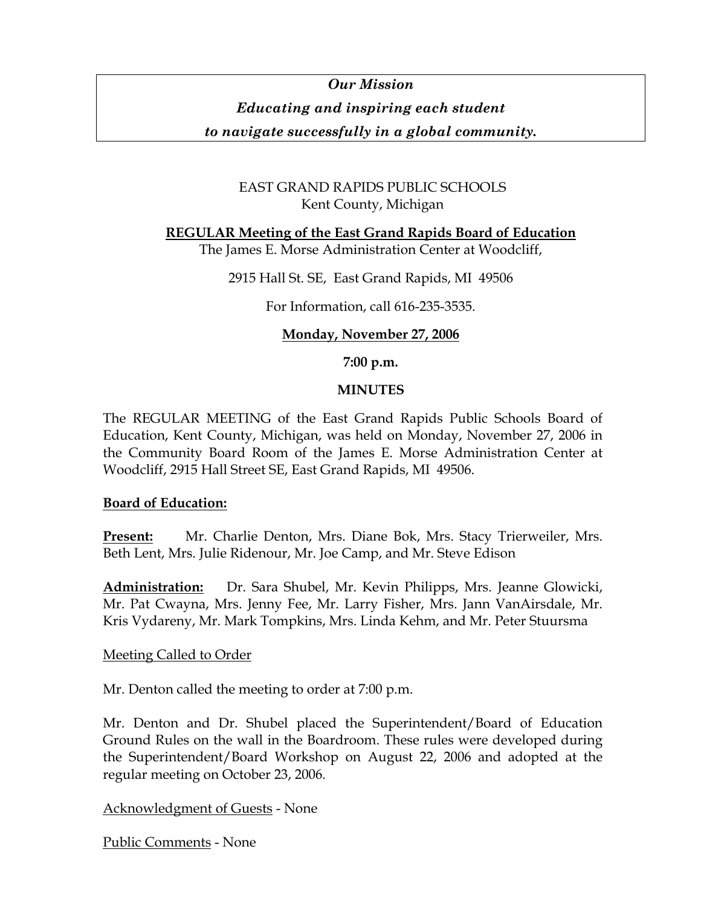***Our Mission***

***Educating and inspiring each student***

***to navigate successfully in a global community.***

EAST GRAND RAPIDS PUBLIC SCHOOLS
Kent County, Michigan

**<u>REGULAR Meeting of the East Grand Rapids Board of Education</u>**
The James E. Morse Administration Center at Woodcliff,

2915 Hall St. SE, East Grand Rapids, MI 49506

For Information, call 616-235-3535.

**<u>Monday, November 27, 2006</u>**

**7:00 p.m.**

**MINUTES**

The REGULAR MEETING of the East Grand Rapids Public Schools Board of Education, Kent County, Michigan, was held on Monday, November 27, 2006 in the Community Board Room of the James E. Morse Administration Center at Woodcliff, 2915 Hall Street SE, East Grand Rapids, MI 49506.

**<u>Board of Education:</u>**

**<u>Present:</u>** Mr. Charlie Denton, Mrs. Diane Bok, Mrs. Stacy Trierweiler, Mrs. Beth Lent, Mrs. Julie Ridenour, Mr. Joe Camp, and Mr. Steve Edison

**<u>Administration:</u>** Dr. Sara Shubel, Mr. Kevin Philipps, Mrs. Jeanne Glowicki, Mr. Pat Cwayna, Mrs. Jenny Fee, Mr. Larry Fisher, Mrs. Jann VanAirsdale, Mr. Kris Vydareny, Mr. Mark Tompkins, Mrs. Linda Kehm, and Mr. Peter Stuursma

<u>Meeting Called to Order</u>

Mr. Denton called the meeting to order at 7:00 p.m.

Mr. Denton and Dr. Shubel placed the Superintendent/Board of Education Ground Rules on the wall in the Boardroom. These rules were developed during the Superintendent/Board Workshop on August 22, 2006 and adopted at the regular meeting on October 23, 2006.

<u>Acknowledgment of Guests</u> - None

<u>Public Comments</u> - None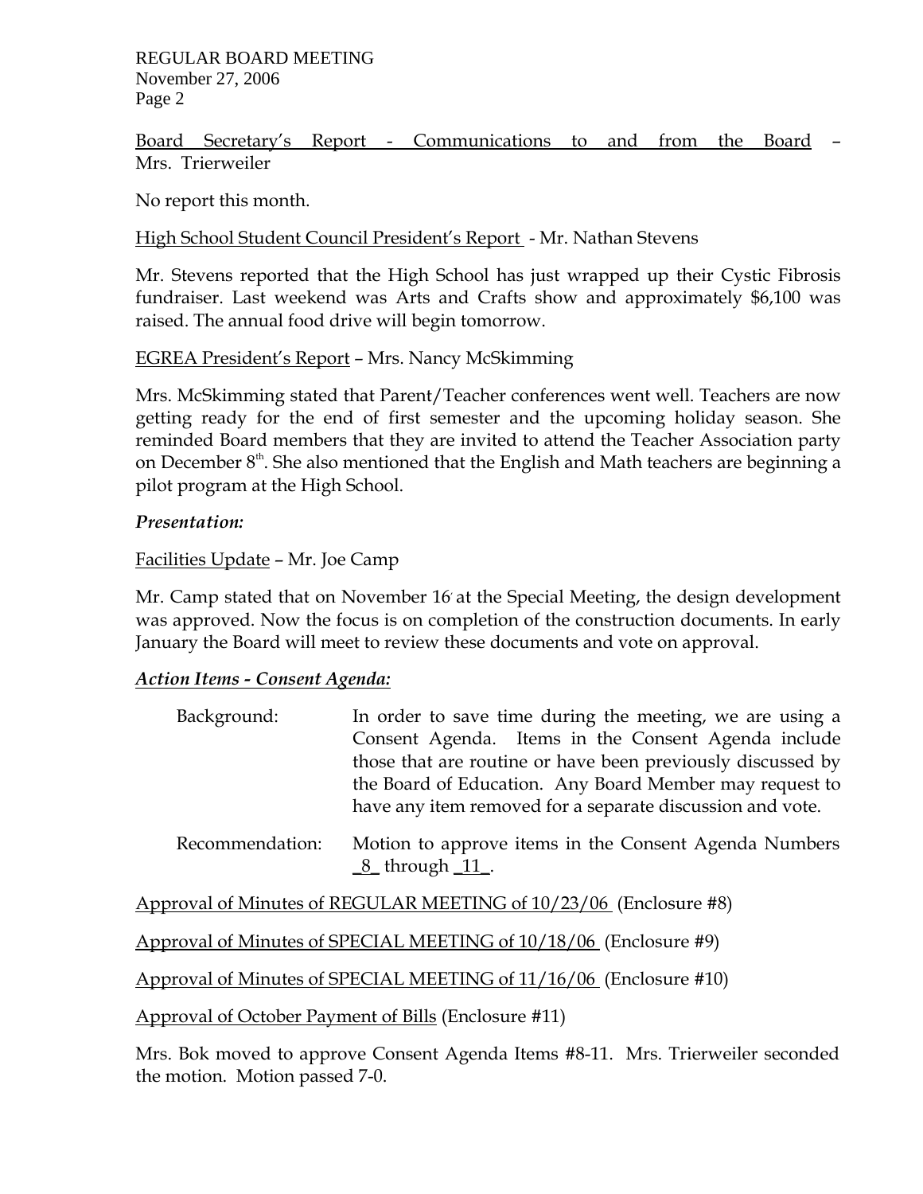Board Secretary's Report - Communications to and from the Board – Mrs. Trierweiler

No report this month.

High School Student Council President's Report - Mr. Nathan Stevens

Mr. Stevens reported that the High School has just wrapped up their Cystic Fibrosis fundraiser. Last weekend was Arts and Crafts show and approximately $6,100 was raised. The annual food drive will begin tomorrow.

EGREA President's Report – Mrs. Nancy McSkimming

Mrs. McSkimming stated that Parent/Teacher conferences went well. Teachers are now getting ready for the end of first semester and the upcoming holiday season. She reminded Board members that they are invited to attend the Teacher Association party on December 8th. She also mentioned that the English and Math teachers are beginning a pilot program at the High School.

***Presentation:***

Facilities Update – Mr. Joe Camp

Mr. Camp stated that on November 16 at the Special Meeting, the design development was approved. Now the focus is on completion of the construction documents. In early January the Board will meet to review these documents and vote on approval.

***Action Items - Consent Agenda:***

| | |
|---|---|
| Background: | In order to save time during the meeting, we are using a Consent Agenda. Items in the Consent Agenda include those that are routine or have been previously discussed by the Board of Education. Any Board Member may request to have any item removed for a separate discussion and vote. |
| Recommendation: | Motion to approve items in the Consent Agenda Numbers _8_ through _11_. |

Approval of Minutes of REGULAR MEETING of 10/23/06 (Enclosure #8)

Approval of Minutes of SPECIAL MEETING of 10/18/06 (Enclosure #9)

Approval of Minutes of SPECIAL MEETING of 11/16/06 (Enclosure #10)

Approval of October Payment of Bills (Enclosure #11)

Mrs. Bok moved to approve Consent Agenda Items #8-11. Mrs. Trierweiler seconded the motion. Motion passed 7-0.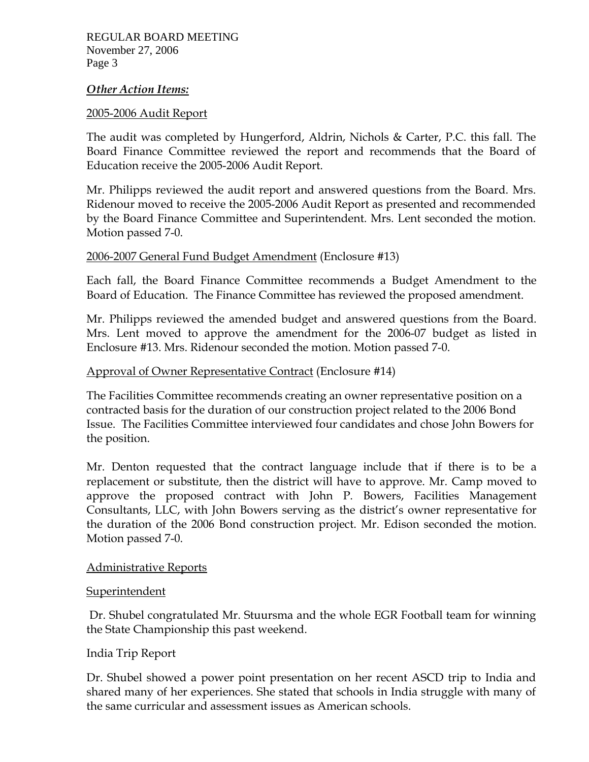***Other Action Items:***

2005-2006 Audit Report

The audit was completed by Hungerford, Aldrin, Nichols & Carter, P.C. this fall. The Board Finance Committee reviewed the report and recommends that the Board of Education receive the 2005-2006 Audit Report.

Mr. Philipps reviewed the audit report and answered questions from the Board. Mrs. Ridenour moved to receive the 2005-2006 Audit Report as presented and recommended by the Board Finance Committee and Superintendent. Mrs. Lent seconded the motion. Motion passed 7-0.

2006-2007 General Fund Budget Amendment (Enclosure #13)

Each fall, the Board Finance Committee recommends a Budget Amendment to the Board of Education. The Finance Committee has reviewed the proposed amendment.

Mr. Philipps reviewed the amended budget and answered questions from the Board. Mrs. Lent moved to approve the amendment for the 2006-07 budget as listed in Enclosure #13. Mrs. Ridenour seconded the motion. Motion passed 7-0.

Approval of Owner Representative Contract (Enclosure #14)

The Facilities Committee recommends creating an owner representative position on a contracted basis for the duration of our construction project related to the 2006 Bond Issue. The Facilities Committee interviewed four candidates and chose John Bowers for the position.

Mr. Denton requested that the contract language include that if there is to be a replacement or substitute, then the district will have to approve. Mr. Camp moved to approve the proposed contract with John P. Bowers, Facilities Management Consultants, LLC, with John Bowers serving as the district's owner representative for the duration of the 2006 Bond construction project. Mr. Edison seconded the motion. Motion passed 7-0.

Administrative Reports

Superintendent

Dr. Shubel congratulated Mr. Stuursma and the whole EGR Football team for winning the State Championship this past weekend.

India Trip Report

Dr. Shubel showed a power point presentation on her recent ASCD trip to India and shared many of her experiences. She stated that schools in India struggle with many of the same curricular and assessment issues as American schools.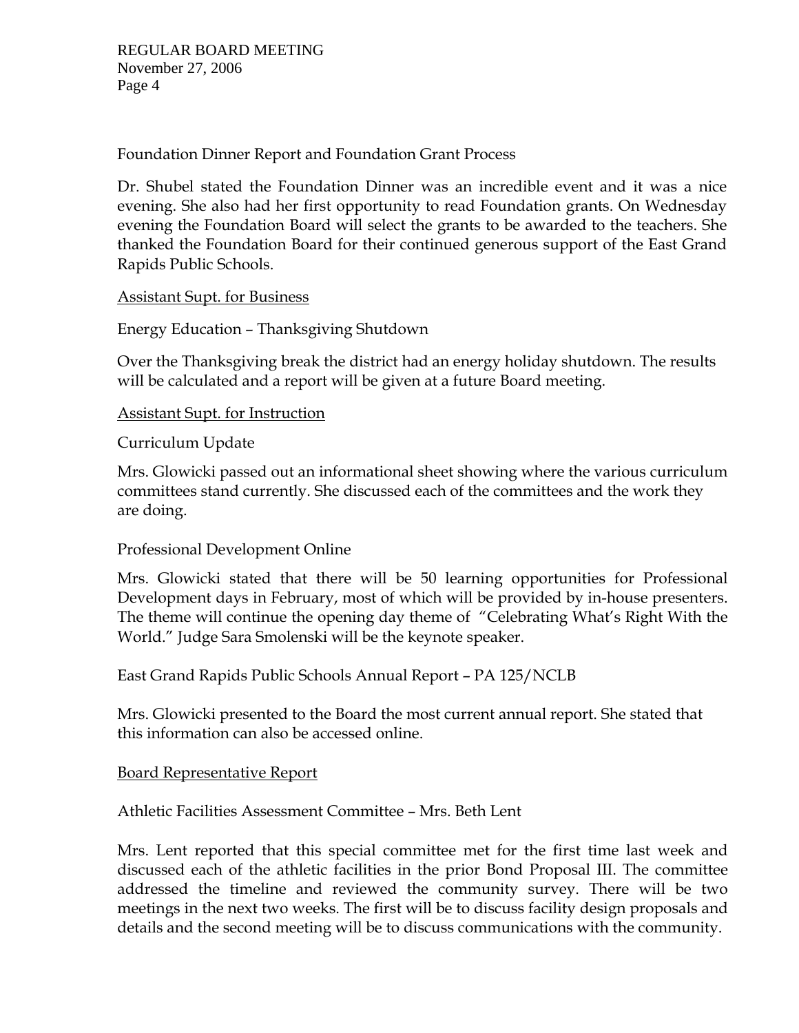Foundation Dinner Report and Foundation Grant Process

Dr. Shubel stated the Foundation Dinner was an incredible event and it was a nice evening. She also had her first opportunity to read Foundation grants. On Wednesday evening the Foundation Board will select the grants to be awarded to the teachers. She thanked the Foundation Board for their continued generous support of the East Grand Rapids Public Schools.

<u>Assistant Supt. for Business</u>

Energy Education – Thanksgiving Shutdown

Over the Thanksgiving break the district had an energy holiday shutdown. The results will be calculated and a report will be given at a future Board meeting.

<u>Assistant Supt. for Instruction</u>

Curriculum Update

Mrs. Glowicki passed out an informational sheet showing where the various curriculum committees stand currently. She discussed each of the committees and the work they are doing.

Professional Development Online

Mrs. Glowicki stated that there will be 50 learning opportunities for Professional Development days in February, most of which will be provided by in-house presenters. The theme will continue the opening day theme of "Celebrating What's Right With the World." Judge Sara Smolenski will be the keynote speaker.

East Grand Rapids Public Schools Annual Report – PA 125/NCLB

Mrs. Glowicki presented to the Board the most current annual report. She stated that this information can also be accessed online.

<u>Board Representative Report</u>

Athletic Facilities Assessment Committee – Mrs. Beth Lent

Mrs. Lent reported that this special committee met for the first time last week and discussed each of the athletic facilities in the prior Bond Proposal III. The committee addressed the timeline and reviewed the community survey. There will be two meetings in the next two weeks. The first will be to discuss facility design proposals and details and the second meeting will be to discuss communications with the community.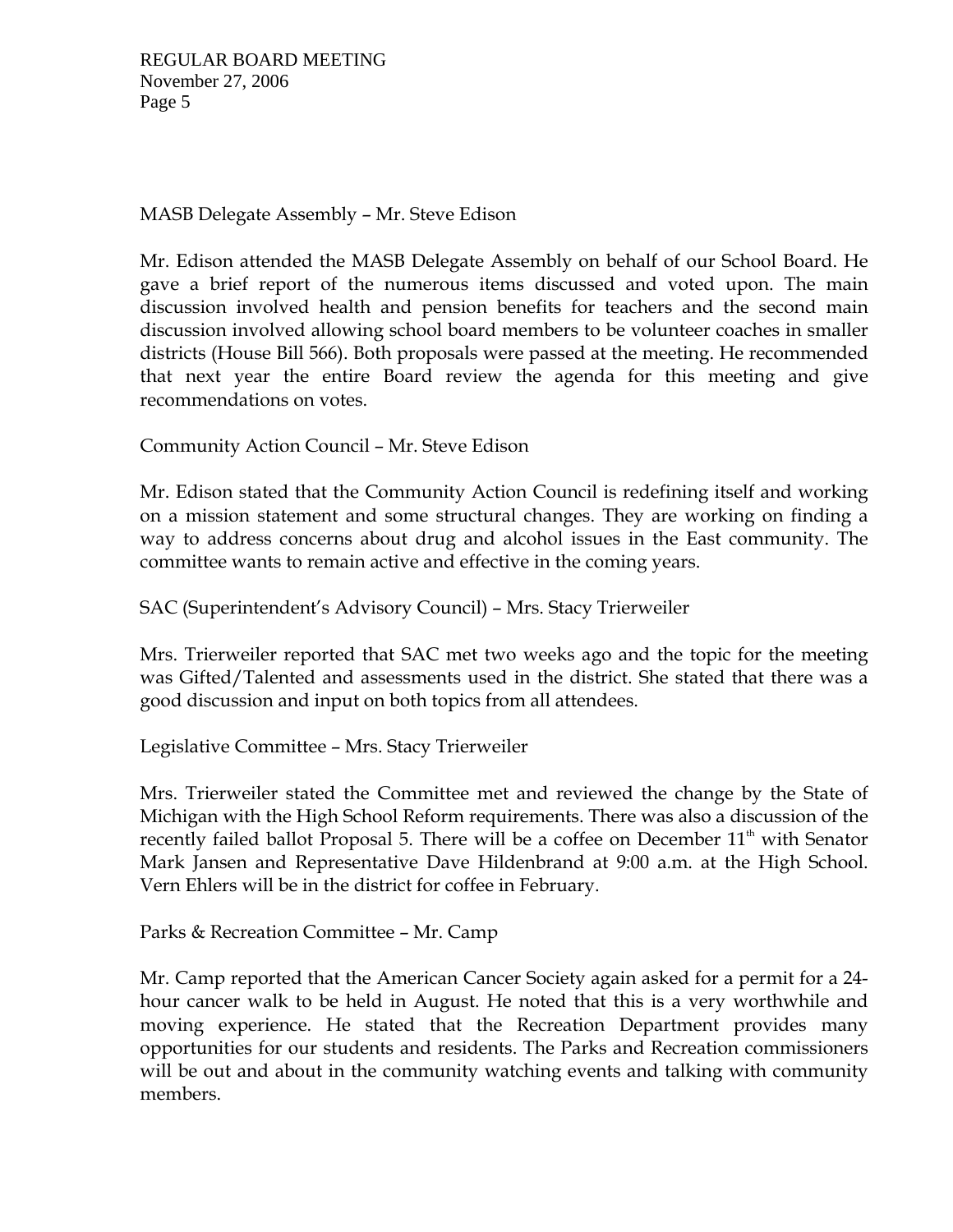MASB Delegate Assembly – Mr. Steve Edison

Mr. Edison attended the MASB Delegate Assembly on behalf of our School Board. He gave a brief report of the numerous items discussed and voted upon. The main discussion involved health and pension benefits for teachers and the second main discussion involved allowing school board members to be volunteer coaches in smaller districts (House Bill 566). Both proposals were passed at the meeting. He recommended that next year the entire Board review the agenda for this meeting and give recommendations on votes.

Community Action Council – Mr. Steve Edison

Mr. Edison stated that the Community Action Council is redefining itself and working on a mission statement and some structural changes. They are working on finding a way to address concerns about drug and alcohol issues in the East community. The committee wants to remain active and effective in the coming years.

SAC (Superintendent's Advisory Council) – Mrs. Stacy Trierweiler

Mrs. Trierweiler reported that SAC met two weeks ago and the topic for the meeting was Gifted/Talented and assessments used in the district. She stated that there was a good discussion and input on both topics from all attendees.

Legislative Committee – Mrs. Stacy Trierweiler

Mrs. Trierweiler stated the Committee met and reviewed the change by the State of Michigan with the High School Reform requirements. There was also a discussion of the recently failed ballot Proposal 5. There will be a coffee on December 11th with Senator Mark Jansen and Representative Dave Hildenbrand at 9:00 a.m. at the High School. Vern Ehlers will be in the district for coffee in February.

Parks & Recreation Committee – Mr. Camp

Mr. Camp reported that the American Cancer Society again asked for a permit for a 24-hour cancer walk to be held in August. He noted that this is a very worthwhile and moving experience. He stated that the Recreation Department provides many opportunities for our students and residents. The Parks and Recreation commissioners will be out and about in the community watching events and talking with community members.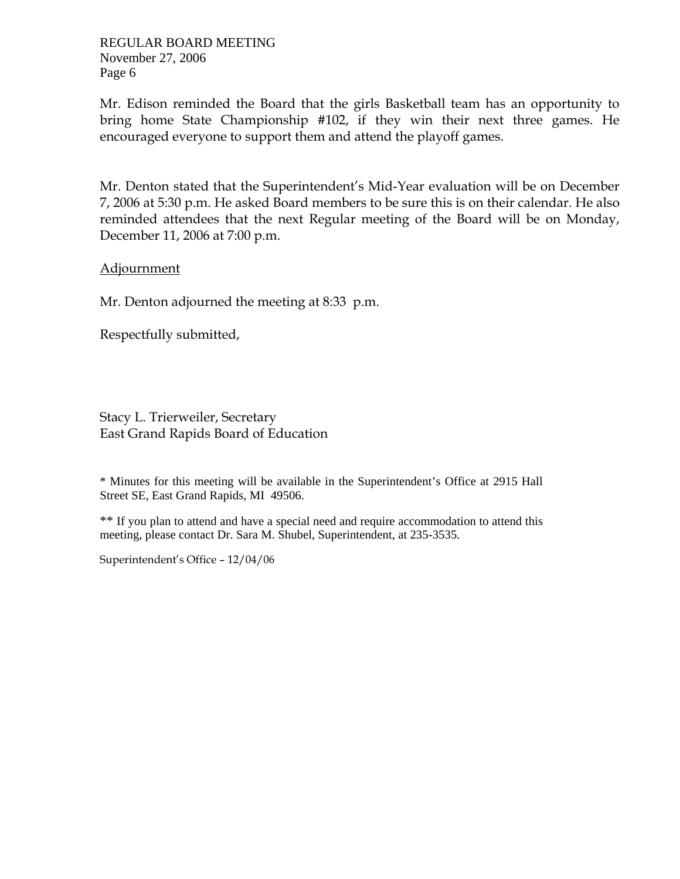Mr. Edison reminded the Board that the girls Basketball team has an opportunity to bring home State Championship #102, if they win their next three games. He encouraged everyone to support them and attend the playoff games.

Mr. Denton stated that the Superintendent's Mid-Year evaluation will be on December 7, 2006 at 5:30 p.m. He asked Board members to be sure this is on their calendar. He also reminded attendees that the next Regular meeting of the Board will be on Monday, December 11, 2006 at 7:00 p.m.

Adjournment

Mr. Denton adjourned the meeting at 8:33 p.m.

Respectfully submitted,

Stacy L. Trierweiler, Secretary
East Grand Rapids Board of Education

* Minutes for this meeting will be available in the Superintendent's Office at 2915 Hall Street SE, East Grand Rapids, MI 49506.

** If you plan to attend and have a special need and require accommodation to attend this meeting, please contact Dr. Sara M. Shubel, Superintendent, at 235-3535.

Superintendent's Office – 12/04/06